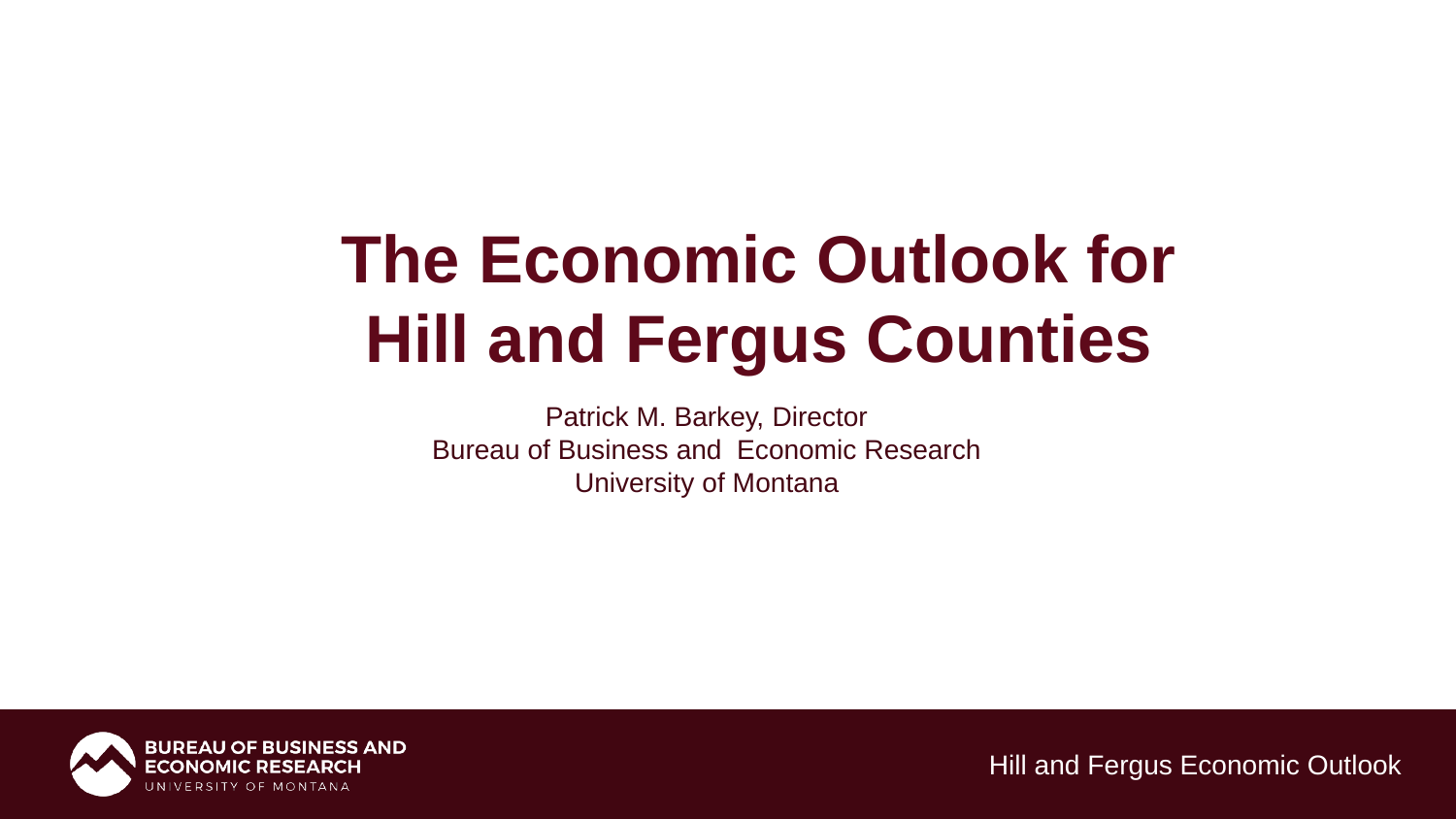# The Economic Outlook for Hill and Fergus Counties

Patrick M. Barkey, Director
Bureau of Business and Economic Research
University of Montana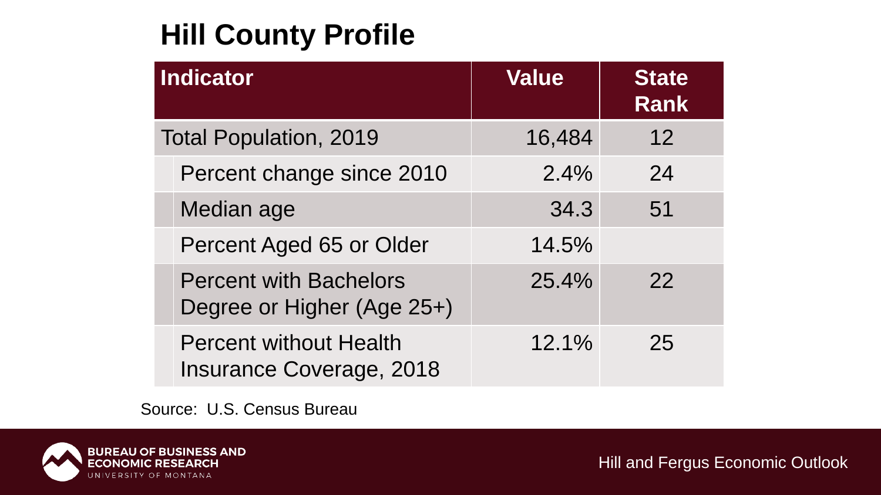# Hill County Profile

| Indicator | Value | State Rank |
|---|---|---|
| Total Population, 2019 | 16,484 | 12 |
| Percent change since 2010 | 2.4% | 24 |
| Median age | 34.3 | 51 |
| Percent Aged 65 or Older | 14.5% | |
| Percent with Bachelors Degree or Higher (Age 25+) | 25.4% | 22 |
| Percent without Health Insurance Coverage, 2018 | 12.1% | 25 |

Source: U.S. Census Bureau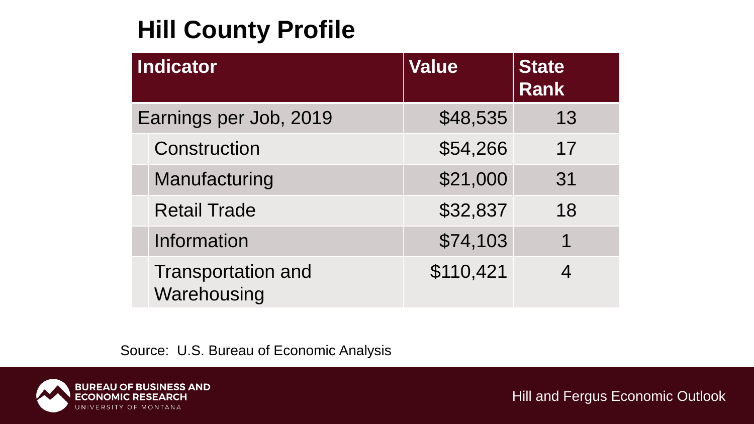# Hill County Profile

| Indicator | Value | State Rank |
|---|---|---|
| Earnings per Job, 2019 | $48,535 | 13 |
| Construction | $54,266 | 17 |
| Manufacturing | $21,000 | 31 |
| Retail Trade | $32,837 | 18 |
| Information | $74,103 | 1 |
| Transportation and Warehousing | $110,421 | 4 |

Source: U.S. Bureau of Economic Analysis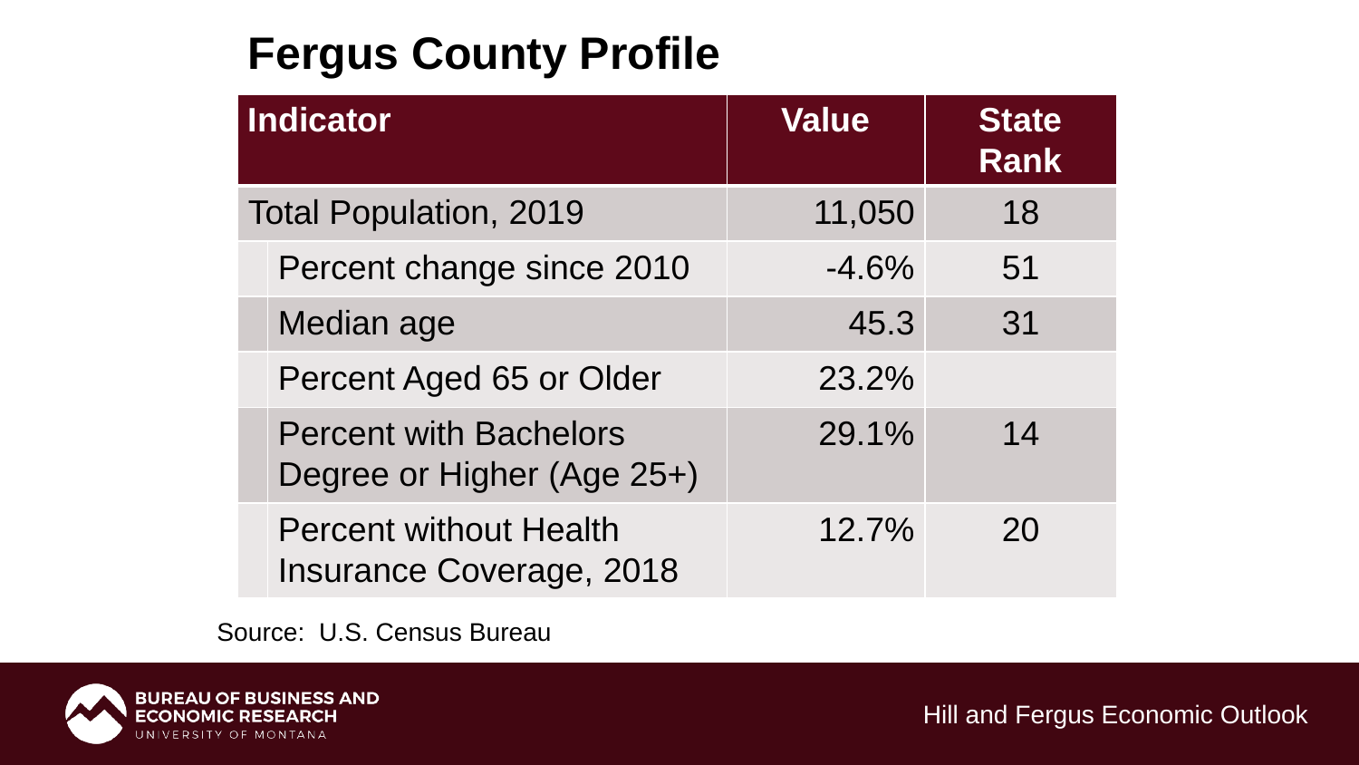# Fergus County Profile

| Indicator | Value | State Rank |
|---|---|---|
| Total Population, 2019 | 11,050 | 18 |
| Percent change since 2010 | -4.6% | 51 |
| Median age | 45.3 | 31 |
| Percent Aged 65 or Older | 23.2% | |
| Percent with Bachelors Degree or Higher (Age 25+) | 29.1% | 14 |
| Percent without Health Insurance Coverage, 2018 | 12.7% | 20 |

Source: U.S. Census Bureau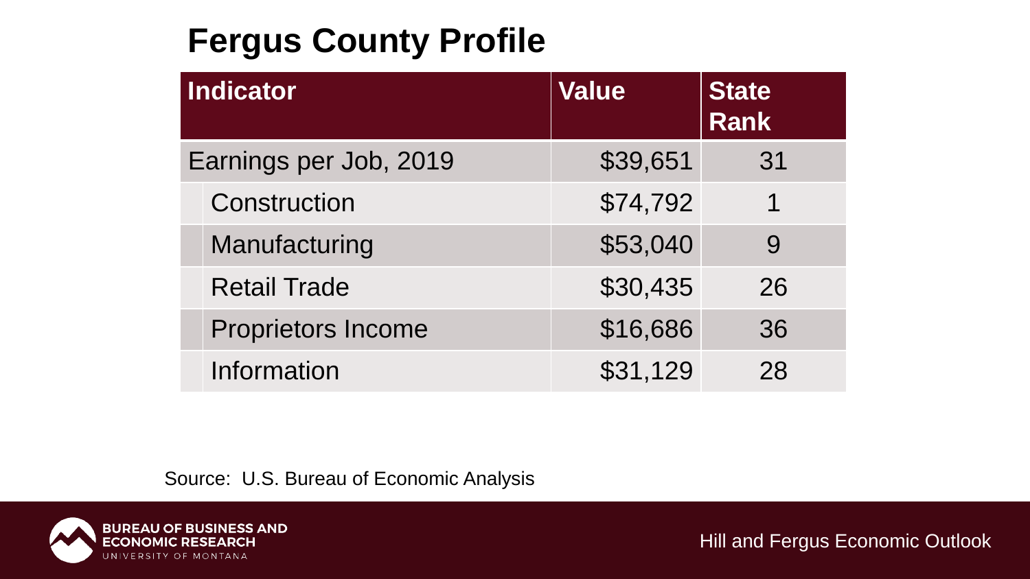# Fergus County Profile

| Indicator | Value | State Rank |
|---|---|---|
| Earnings per Job, 2019 | $39,651 | 31 |
| Construction | $74,792 | 1 |
| Manufacturing | $53,040 | 9 |
| Retail Trade | $30,435 | 26 |
| Proprietors Income | $16,686 | 36 |
| Information | $31,129 | 28 |

Source: U.S. Bureau of Economic Analysis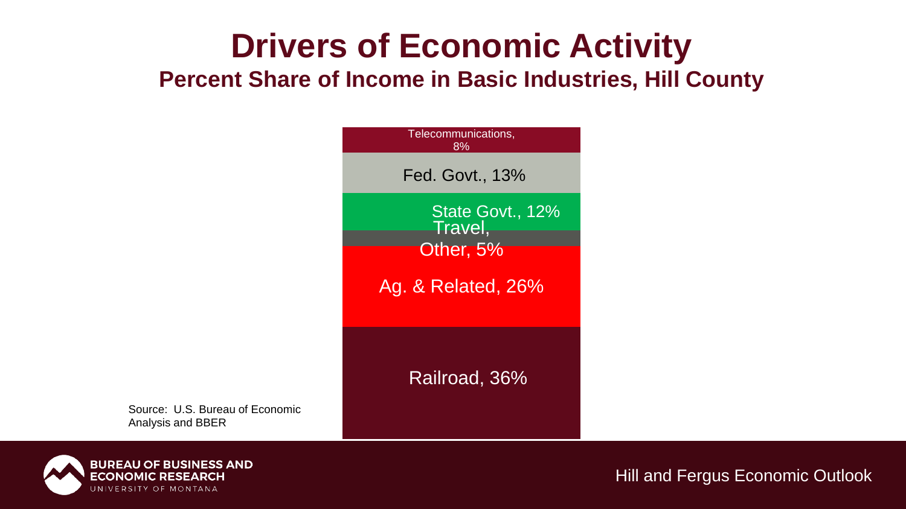# Drivers of Economic Activity

## Percent Share of Income in Basic Industries, Hill County

| Industry | Share |
|---|---|
| Telecommunications | 8% |
| Fed. Govt. | 13% |
| State Govt. | 12% |
| Travel, | |
| Other | 5% |
| Ag. & Related | 26% |
| Railroad | 36% |

Source: U.S. Bureau of Economic Analysis and BBER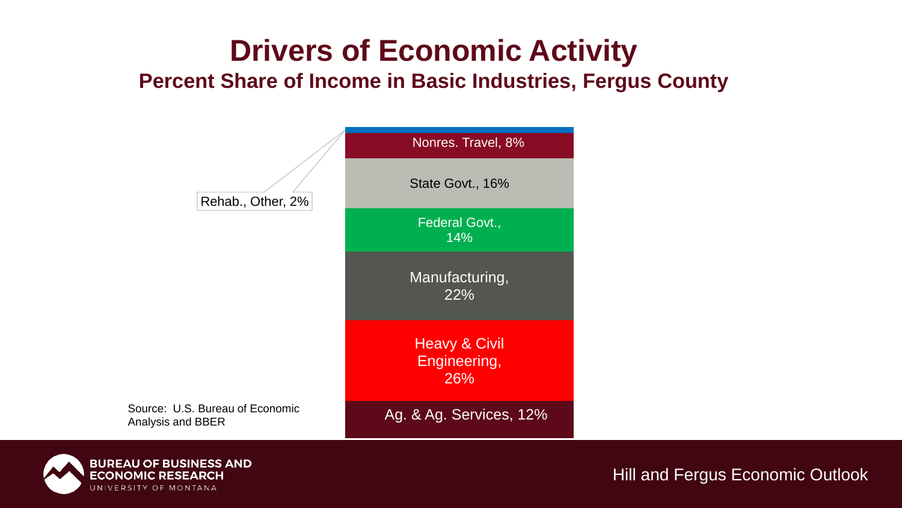# Drivers of Economic Activity

## Percent Share of Income in Basic Industries, Fergus County

Rehab., Other, 2%

Nonres. Travel, 8%

State Govt., 16%

Federal Govt., 14%

Manufacturing, 22%

Heavy & Civil Engineering, 26%

Ag. & Ag. Services, 12%

Source: U.S. Bureau of Economic Analysis and BBER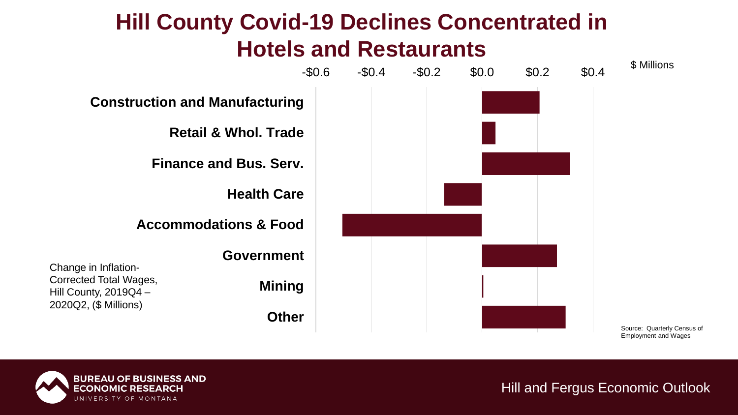# Hill County Covid-19 Declines Concentrated in Hotels and Restaurants

$ Millions

-$0.6 -$0.4 -$0.2 $0.0 $0.2 $0.4

**Construction and Manufacturing**

**Retail & Whol. Trade**

**Finance and Bus. Serv.**

**Health Care**

**Accommodations & Food**

**Government**

**Mining**

**Other**

Change in Inflation-Corrected Total Wages, Hill County, 2019Q4 – 2020Q2, ($ Millions)

Source: Quarterly Census of Employment and Wages

BUREAU OF BUSINESS AND ECONOMIC RESEARCH
UNIVERSITY OF MONTANA

Hill and Fergus Economic Outlook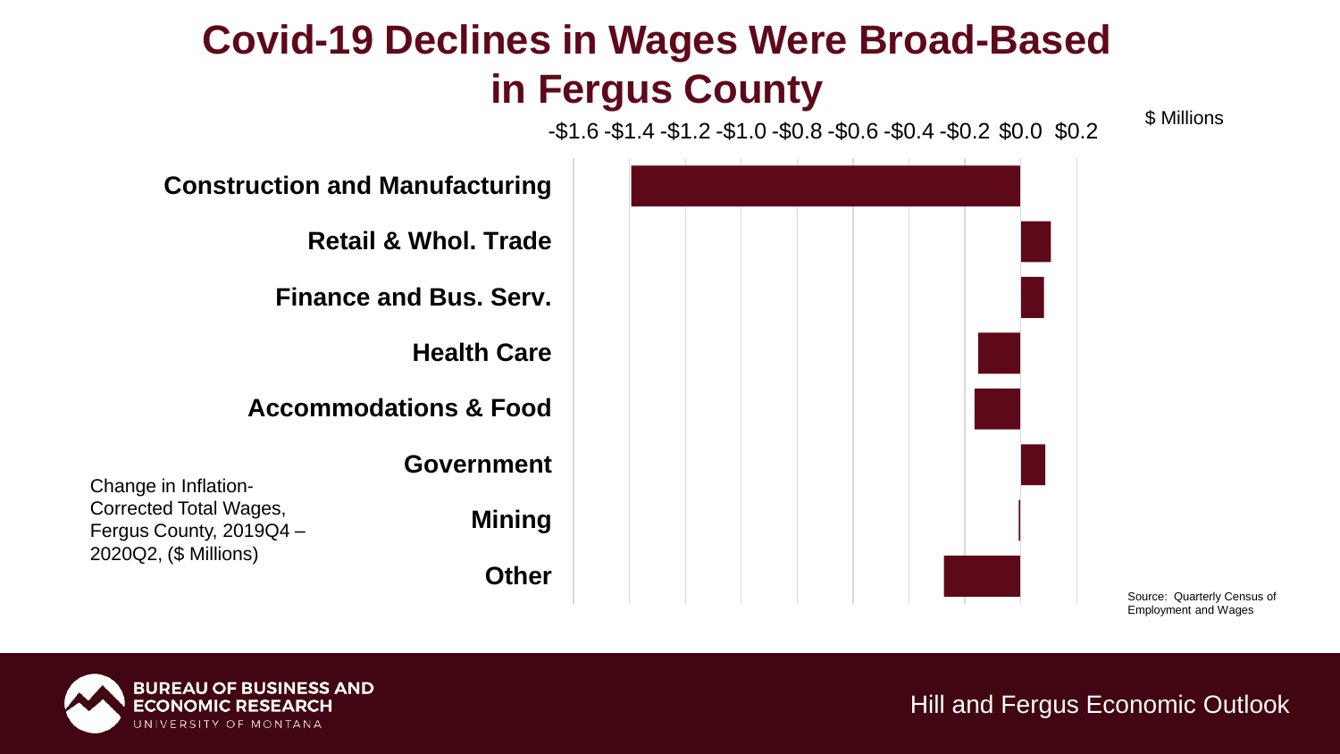# Covid-19 Declines in Wages Were Broad-Based in Fergus County

$ Millions

-$1.6 -$1.4 -$1.2 -$1.0 -$0.8 -$0.6 -$0.4 -$0.2 $0.0 $0.2

- Construction and Manufacturing
- Retail & Whol. Trade
- Finance and Bus. Serv.
- Health Care
- Accommodations & Food
- Government
- Mining
- Other

Change in Inflation-Corrected Total Wages, Fergus County, 2019Q4 – 2020Q2, ($ Millions)

Source: Quarterly Census of Employment and Wages

BUREAU OF BUSINESS AND ECONOMIC RESEARCH
UNIVERSITY OF MONTANA

Hill and Fergus Economic Outlook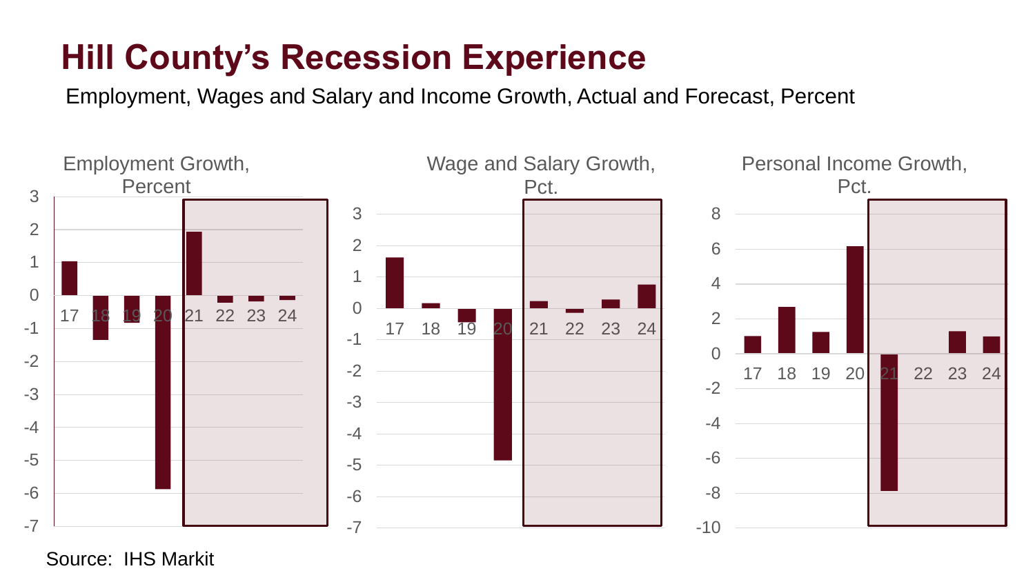# Hill County's Recession Experience

Employment, Wages and Salary and Income Growth, Actual and Forecast, Percent

Employment Growth, Percent

Wage and Salary Growth, Pct.

Personal Income Growth, Pct.

Source: IHS Markit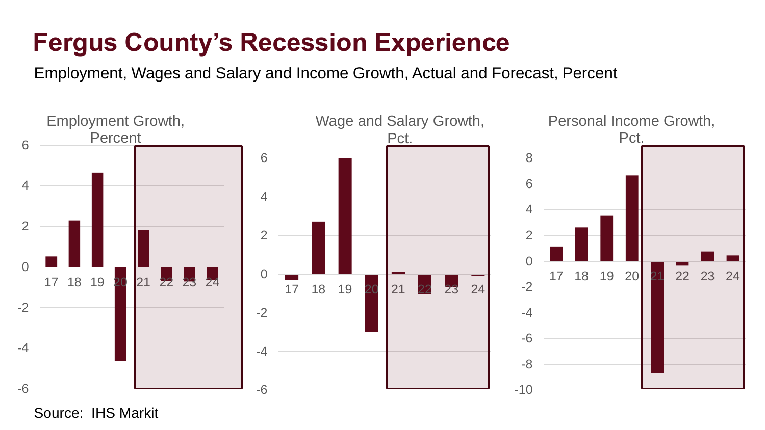# Fergus County's Recession Experience

Employment, Wages and Salary and Income Growth, Actual and Forecast, Percent

Employment Growth, Percent

Wage and Salary Growth, Pct.

Personal Income Growth, Pct.

Source: IHS Markit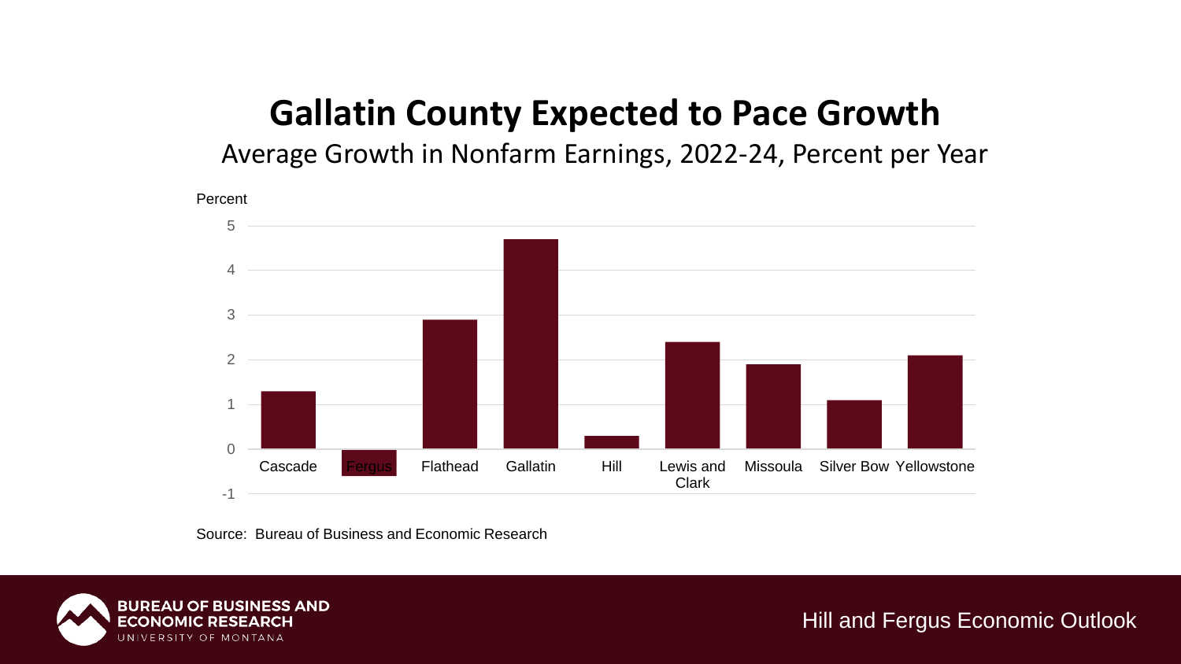# Gallatin County Expected to Pace Growth

Average Growth in Nonfarm Earnings, 2022-24, Percent per Year

Percent

5

4

3

2

1

0

-1

Cascade

Fergus

Flathead

Gallatin

Hill

Lewis and Clark

Missoula

Silver Bow

Yellowstone

Source: Bureau of Business and Economic Research

BUREAU OF BUSINESS AND ECONOMIC RESEARCH
UNIVERSITY OF MONTANA

Hill and Fergus Economic Outlook